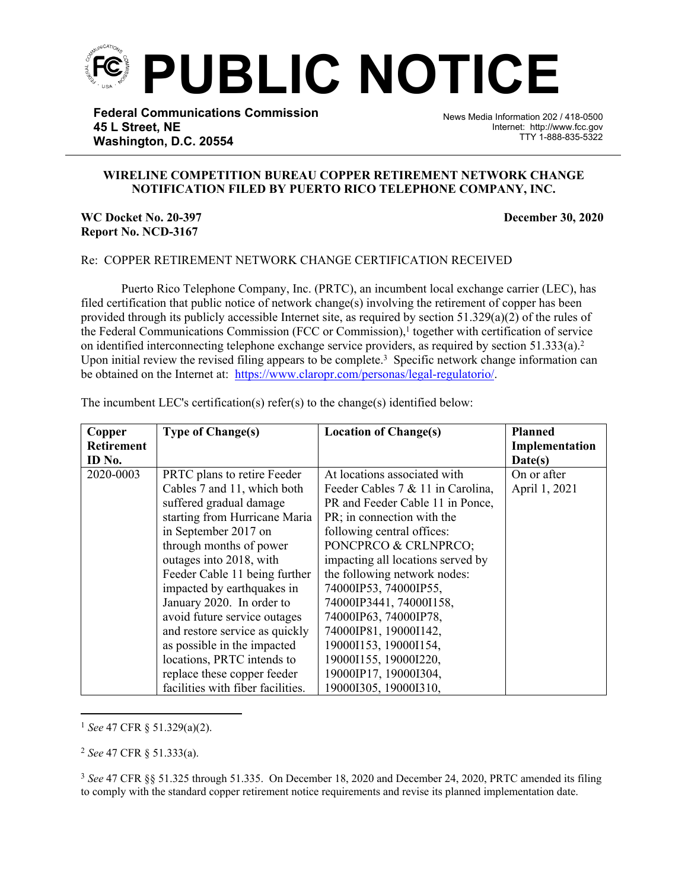# PUBLIC NOTICE

**Federal Communications Commission**
**45 L Street, NE**
**Washington, D.C. 20554**

News Media Information 202 / 418-0500
Internet: http://www.fcc.gov
TTY 1-888-835-5322

**WIRELINE COMPETITION BUREAU COPPER RETIREMENT NETWORK CHANGE NOTIFICATION FILED BY PUERTO RICO TELEPHONE COMPANY, INC.**

**WC Docket No. 20-397**
**Report No. NCD-3167**

**December 30, 2020**

Re: COPPER RETIREMENT NETWORK CHANGE CERTIFICATION RECEIVED

Puerto Rico Telephone Company, Inc. (PRTC), an incumbent local exchange carrier (LEC), has filed certification that public notice of network change(s) involving the retirement of copper has been provided through its publicly accessible Internet site, as required by section 51.329(a)(2) of the rules of the Federal Communications Commission (FCC or Commission),[1] together with certification of service on identified interconnecting telephone exchange service providers, as required by section 51.333(a).[2] Upon initial review the revised filing appears to be complete.[3] Specific network change information can be obtained on the Internet at: https://www.claropr.com/personas/legal-regulatorio/.

The incumbent LEC's certification(s) refer(s) to the change(s) identified below:

| Copper Retirement ID No. | Type of Change(s) | Location of Change(s) | Planned Implementation Date(s) |
|---|---|---|---|
| 2020-0003 | PRTC plans to retire Feeder Cables 7 and 11, which both suffered gradual damage starting from Hurricane Maria in September 2017 on through months of power outages into 2018, with Feeder Cable 11 being further impacted by earthquakes in January 2020. In order to avoid future service outages and restore service as quickly as possible in the impacted locations, PRTC intends to replace these copper feeder facilities with fiber facilities. | At locations associated with Feeder Cables 7 & 11 in Carolina, PR and Feeder Cable 11 in Ponce, PR; in connection with the following central offices: PONCPRCO & CRLNPRCO; impacting all locations served by the following network nodes: 74000IP53, 74000IP55, 74000IP3441, 74000I158, 74000IP63, 74000IP78, 74000IP81, 19000I142, 19000I153, 19000I154, 19000I155, 19000I220, 19000IP17, 19000I304, 19000I305, 19000I310, | On or after April 1, 2021 |

[1] *See* 47 CFR § 51.329(a)(2).

[2] *See* 47 CFR § 51.333(a).

[3] *See* 47 CFR §§ 51.325 through 51.335. On December 18, 2020 and December 24, 2020, PRTC amended its filing to comply with the standard copper retirement notice requirements and revise its planned implementation date.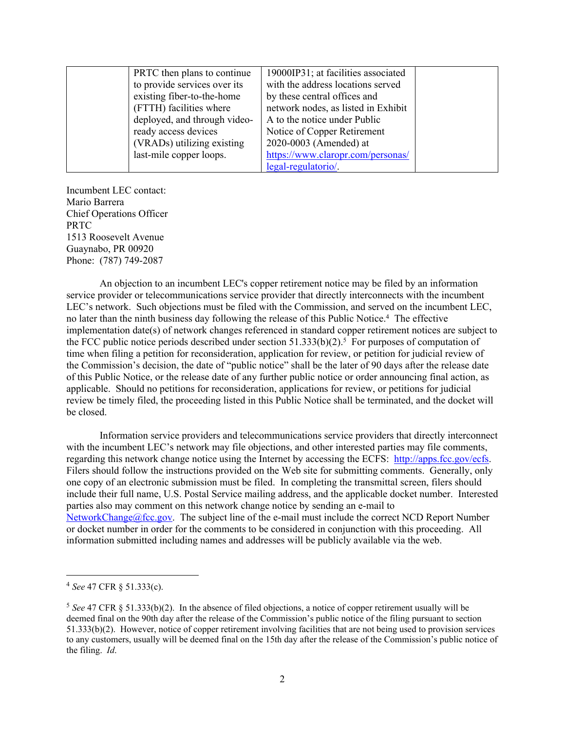|  | PRTC then plans to continue to provide services over its existing fiber-to-the-home (FTTH) facilities where deployed, and through video-ready access devices (VRADs) utilizing existing last-mile copper loops. | 19000IP31; at facilities associated with the address locations served by these central offices and network nodes, as listed in Exhibit A to the notice under Public Notice of Copper Retirement 2020-0003 (Amended) at [https://www.claropr.com/personas/legal-regulatorio/](https://www.claropr.com/personas/legal-regulatorio/). |  |
|---|---|---|---|

Incumbent LEC contact:
Mario Barrera
Chief Operations Officer
PRTC
1513 Roosevelt Avenue
Guaynabo, PR 00920
Phone: (787) 749-2087

An objection to an incumbent LEC's copper retirement notice may be filed by an information service provider or telecommunications service provider that directly interconnects with the incumbent LEC's network. Such objections must be filed with the Commission, and served on the incumbent LEC, no later than the ninth business day following the release of this Public Notice.[4] The effective implementation date(s) of network changes referenced in standard copper retirement notices are subject to the FCC public notice periods described under section 51.333(b)(2).[5] For purposes of computation of time when filing a petition for reconsideration, application for review, or petition for judicial review of the Commission's decision, the date of "public notice" shall be the later of 90 days after the release date of this Public Notice, or the release date of any further public notice or order announcing final action, as applicable. Should no petitions for reconsideration, applications for review, or petitions for judicial review be timely filed, the proceeding listed in this Public Notice shall be terminated, and the docket will be closed.

Information service providers and telecommunications service providers that directly interconnect with the incumbent LEC's network may file objections, and other interested parties may file comments, regarding this network change notice using the Internet by accessing the ECFS: [http://apps.fcc.gov/ecfs](http://apps.fcc.gov/ecfs). Filers should follow the instructions provided on the Web site for submitting comments. Generally, only one copy of an electronic submission must be filed. In completing the transmittal screen, filers should include their full name, U.S. Postal Service mailing address, and the applicable docket number. Interested parties also may comment on this network change notice by sending an e-mail to [NetworkChange@fcc.gov](mailto:NetworkChange@fcc.gov). The subject line of the e-mail must include the correct NCD Report Number or docket number in order for the comments to be considered in conjunction with this proceeding. All information submitted including names and addresses will be publicly available via the web.

---

[4] *See* 47 CFR § 51.333(c).

[5] *See* 47 CFR § 51.333(b)(2). In the absence of filed objections, a notice of copper retirement usually will be deemed final on the 90th day after the release of the Commission's public notice of the filing pursuant to section 51.333(b)(2). However, notice of copper retirement involving facilities that are not being used to provision services to any customers, usually will be deemed final on the 15th day after the release of the Commission's public notice of the filing. *Id*.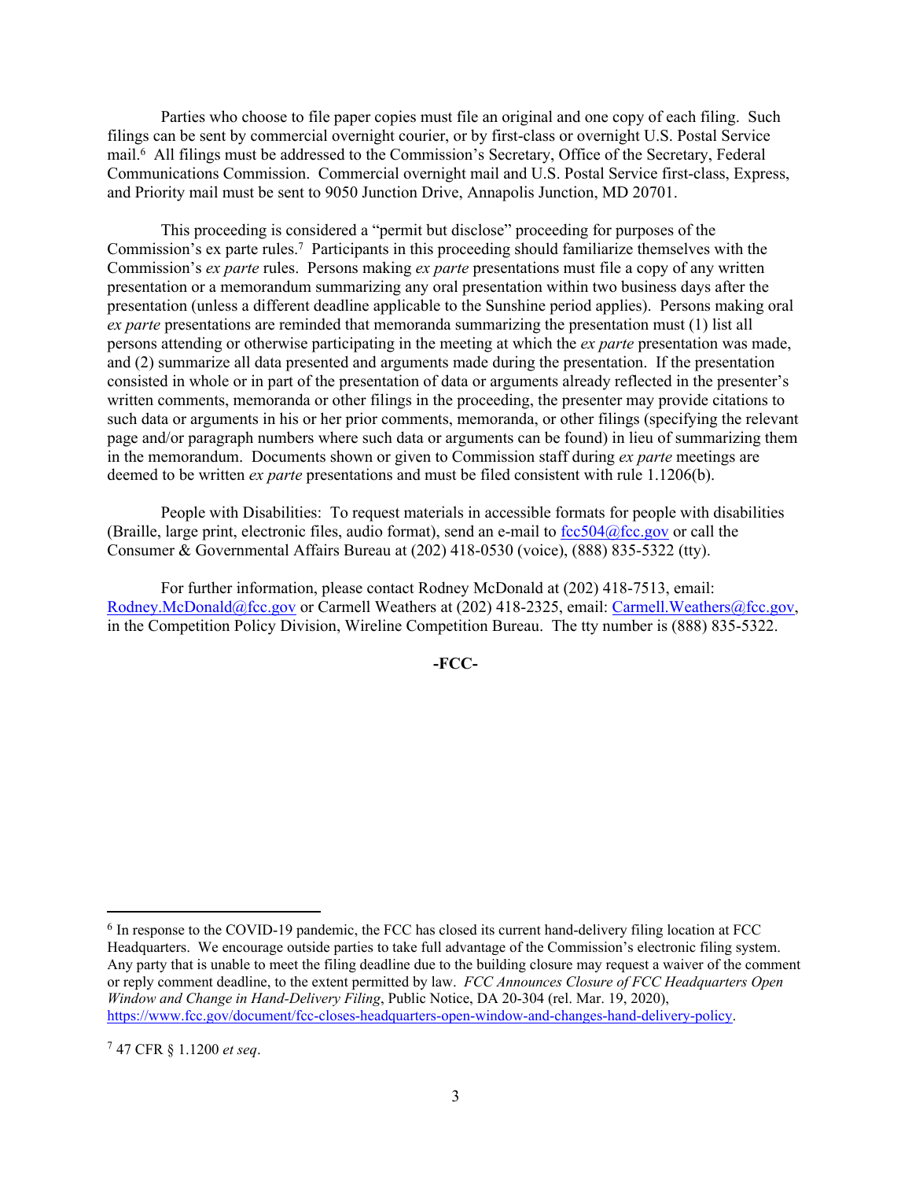Parties who choose to file paper copies must file an original and one copy of each filing. Such filings can be sent by commercial overnight courier, or by first-class or overnight U.S. Postal Service mail.[6] All filings must be addressed to the Commission's Secretary, Office of the Secretary, Federal Communications Commission. Commercial overnight mail and U.S. Postal Service first-class, Express, and Priority mail must be sent to 9050 Junction Drive, Annapolis Junction, MD 20701.

This proceeding is considered a "permit but disclose" proceeding for purposes of the Commission's ex parte rules.[7] Participants in this proceeding should familiarize themselves with the Commission's *ex parte* rules. Persons making *ex parte* presentations must file a copy of any written presentation or a memorandum summarizing any oral presentation within two business days after the presentation (unless a different deadline applicable to the Sunshine period applies). Persons making oral *ex parte* presentations are reminded that memoranda summarizing the presentation must (1) list all persons attending or otherwise participating in the meeting at which the *ex parte* presentation was made, and (2) summarize all data presented and arguments made during the presentation. If the presentation consisted in whole or in part of the presentation of data or arguments already reflected in the presenter's written comments, memoranda or other filings in the proceeding, the presenter may provide citations to such data or arguments in his or her prior comments, memoranda, or other filings (specifying the relevant page and/or paragraph numbers where such data or arguments can be found) in lieu of summarizing them in the memorandum. Documents shown or given to Commission staff during *ex parte* meetings are deemed to be written *ex parte* presentations and must be filed consistent with rule 1.1206(b).

People with Disabilities: To request materials in accessible formats for people with disabilities (Braille, large print, electronic files, audio format), send an e-mail to fcc504@fcc.gov or call the Consumer & Governmental Affairs Bureau at (202) 418-0530 (voice), (888) 835-5322 (tty).

For further information, please contact Rodney McDonald at (202) 418-7513, email: Rodney.McDonald@fcc.gov or Carmell Weathers at (202) 418-2325, email: Carmell.Weathers@fcc.gov, in the Competition Policy Division, Wireline Competition Bureau. The tty number is (888) 835-5322.

**-FCC-**

---

[6] In response to the COVID-19 pandemic, the FCC has closed its current hand-delivery filing location at FCC Headquarters. We encourage outside parties to take full advantage of the Commission's electronic filing system. Any party that is unable to meet the filing deadline due to the building closure may request a waiver of the comment or reply comment deadline, to the extent permitted by law. *FCC Announces Closure of FCC Headquarters Open Window and Change in Hand-Delivery Filing*, Public Notice, DA 20-304 (rel. Mar. 19, 2020), https://www.fcc.gov/document/fcc-closes-headquarters-open-window-and-changes-hand-delivery-policy.

[7] 47 CFR § 1.1200 *et seq*.